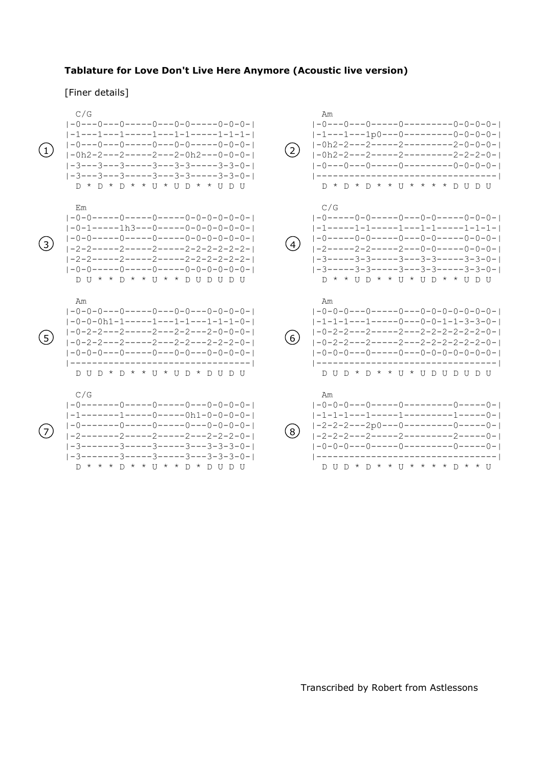**Tablature for Love Don't Live Here Anymore (Acoustic live version)**

[Finer details]

①
```
  C/G
|-0---0---0-----0---0-0-----0-0-0-|
|-1---1---1-----1---1-1-----1-1-1-|
|-0---0---0-----0---0-0-----0-0-0-|
|-0h2-2---2-----2---2-0h2---0-0-0-|
|-3---3---3-----3---3-3-----3-3-0-|
|-3---3---3-----3---3-3-----3-3-0-|
  D * D * D * * U * U D * * U D U
```

②
```
  Am
|-0---0---0-----0---------0-0-0-0-|
|-1---1---1p0---0---------0-0-0-0-|
|-0h2-2---2-----2---------2-0-0-0-|
|-0h2-2---2-----2---------2-2-2-0-|
|-0---0---0-----0---------0-0-0-0-|
|---------------------------------|
  D * D * D * * U * * * * D U D U
```

③
```
  Em
|-0-0-----0-----0-----0-0-0-0-0-0-|
|-0-1-----1h3---0-----0-0-0-0-0-0-|
|-0-0-----0-----0-----0-0-0-0-0-0-|
|-2-2-----2-----2-----2-2-2-2-2-2-|
|-2-2-----2-----2-----2-2-2-2-2-2-|
|-0-0-----0-----0-----0-0-0-0-0-0-|
  D U * * D * * U * * D U D U D U
```

④
```
  C/G
|-0-----0-0-----0---0-0-----0-0-0-|
|-1-----1-1-----1---1-1-----1-1-1-|
|-0-----0-0-----0---0-0-----0-0-0-|
|-2-----2-2-----2---0-0-----0-0-0-|
|-3-----3-3-----3---3-3-----3-3-0-|
|-3-----3-3-----3---3-3-----3-3-0-|
  D * * U D * * U * U D * * U D U
```

⑤
```
  Am
|-0-0-0---0-----0---0-0---0-0-0-0-|
|-0-0-0h1-1-----1---1-1---1-1-1-0-|
|-0-2-2---2-----2---2-2---2-0-0-0-|
|-0-2-2---2-----2---2-2---2-2-2-0-|
|-0-0-0---0-----0---0-0---0-0-0-0-|
|---------------------------------|
  D U D * D * * U * U D * D U D U
```

⑥
```
  Am
|-0-0-0---0-----0---0-0-0-0-0-0-0-|
|-1-1-1---1-----0---0-0-1-1-3-3-0-|
|-0-2-2---2-----2---2-2-2-2-2-2-0-|
|-0-2-2---2-----2---2-2-2-2-2-2-0-|
|-0-0-0---0-----0---0-0-0-0-0-0-0-|
|---------------------------------|
  D U D * D * * U * U D U D U D U
```

⑦
```
  C/G
|-0-------0-----0-----0---0-0-0-0-|
|-1-------1-----0-----0h1-0-0-0-0-|
|-0-------0-----0-----0---0-0-0-0-|
|-2-------2-----2-----2---2-2-2-0-|
|-3-------3-----3-----3---3-3-3-0-|
|-3-------3-----3-----3---3-3-3-0-|
  D * * * D * * U * * D * D U D U
```

⑧
```
  Am
|-0-0-0---0-----0---------0-----0-|
|-1-1-1---1-----1---------1-----0-|
|-2-2-2---2p0---0---------0-----0-|
|-2-2-2---2-----2---------2-----0-|
|-0-0-0---0-----0---------0-----0-|
|---------------------------------|
  D U D * D * * U * * * * D * * U
```

Transcribed by Robert from Astlessons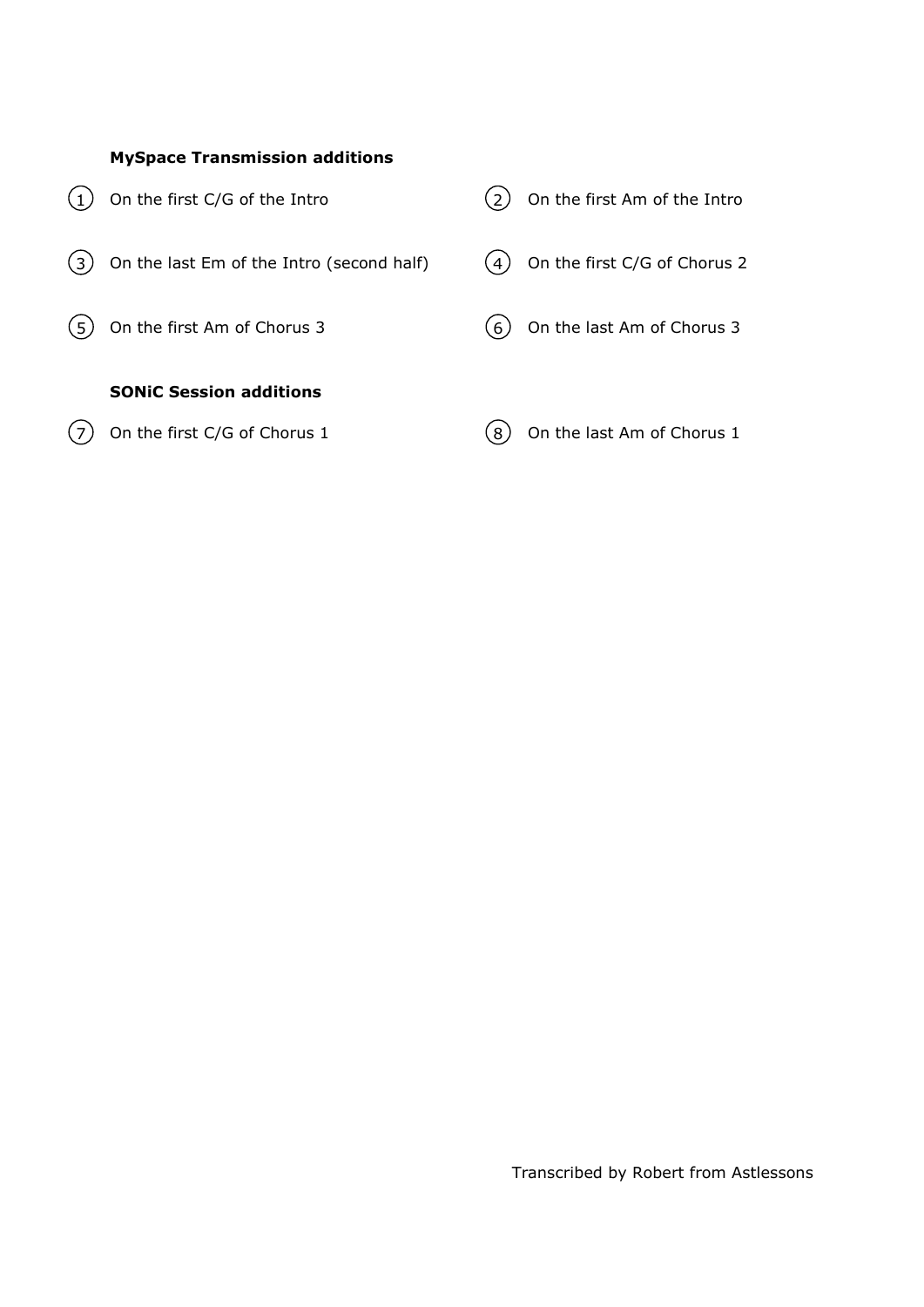**MySpace Transmission additions**

1. On the first C/G of the Intro
2. On the first Am of the Intro
3. On the last Em of the Intro (second half)
4. On the first C/G of Chorus 2
5. On the first Am of Chorus 3
6. On the last Am of Chorus 3

**SONiC Session additions**

7. On the first C/G of Chorus 1
8. On the last Am of Chorus 1

Transcribed by Robert from Astlessons